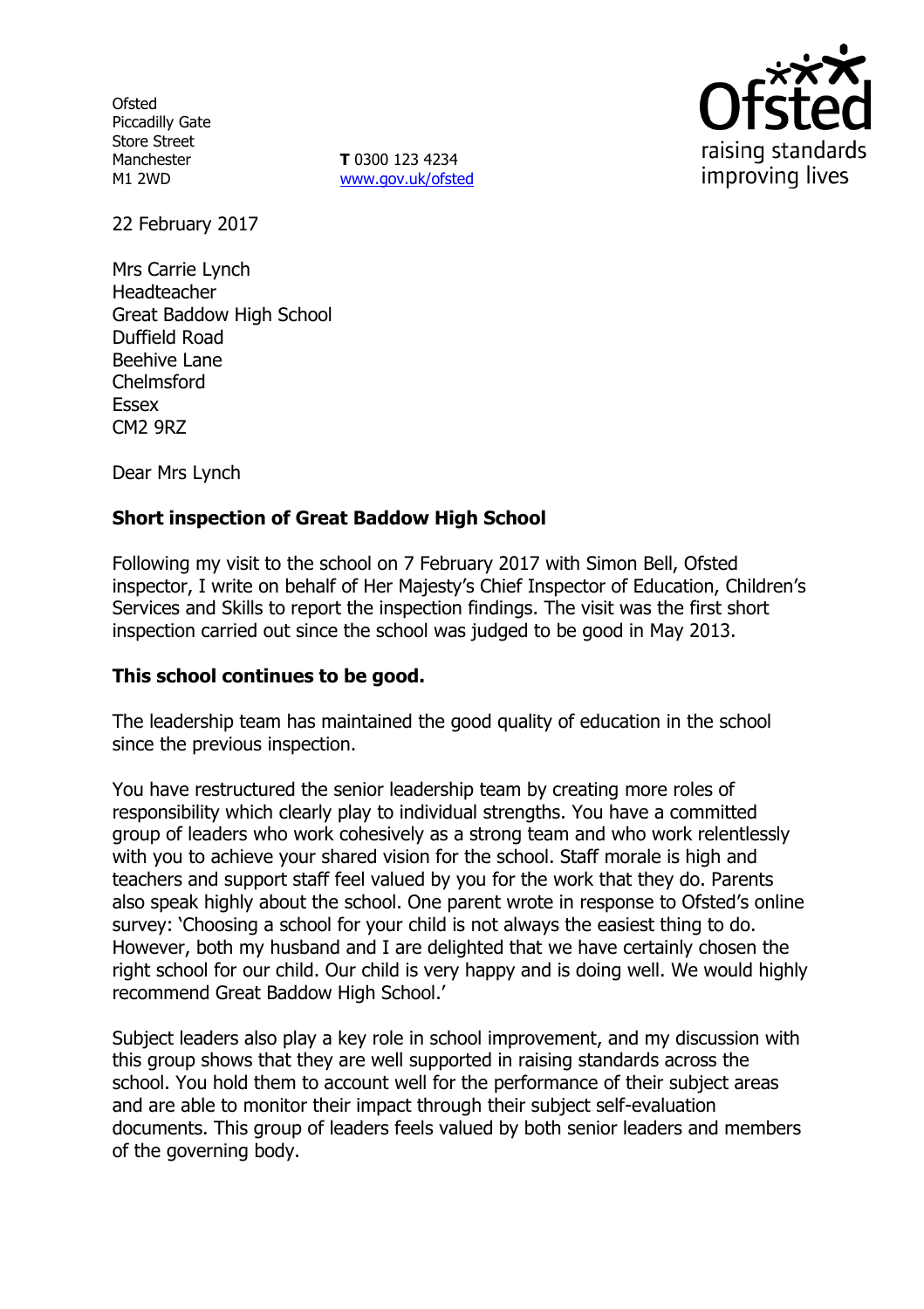Ofsted
Piccadilly Gate
Store Street
Manchester
M1 2WD

**T** 0300 123 4234
www.gov.uk/ofsted

Ofsted
raising standards
improving lives

22 February 2017

Mrs Carrie Lynch
Headteacher
Great Baddow High School
Duffield Road
Beehive Lane
Chelmsford
Essex
CM2 9RZ

Dear Mrs Lynch

**Short inspection of Great Baddow High School**

Following my visit to the school on 7 February 2017 with Simon Bell, Ofsted inspector, I write on behalf of Her Majesty's Chief Inspector of Education, Children's Services and Skills to report the inspection findings. The visit was the first short inspection carried out since the school was judged to be good in May 2013.

**This school continues to be good.**

The leadership team has maintained the good quality of education in the school since the previous inspection.

You have restructured the senior leadership team by creating more roles of responsibility which clearly play to individual strengths. You have a committed group of leaders who work cohesively as a strong team and who work relentlessly with you to achieve your shared vision for the school. Staff morale is high and teachers and support staff feel valued by you for the work that they do. Parents also speak highly about the school. One parent wrote in response to Ofsted's online survey: 'Choosing a school for your child is not always the easiest thing to do. However, both my husband and I are delighted that we have certainly chosen the right school for our child. Our child is very happy and is doing well. We would highly recommend Great Baddow High School.'

Subject leaders also play a key role in school improvement, and my discussion with this group shows that they are well supported in raising standards across the school. You hold them to account well for the performance of their subject areas and are able to monitor their impact through their subject self-evaluation documents. This group of leaders feels valued by both senior leaders and members of the governing body.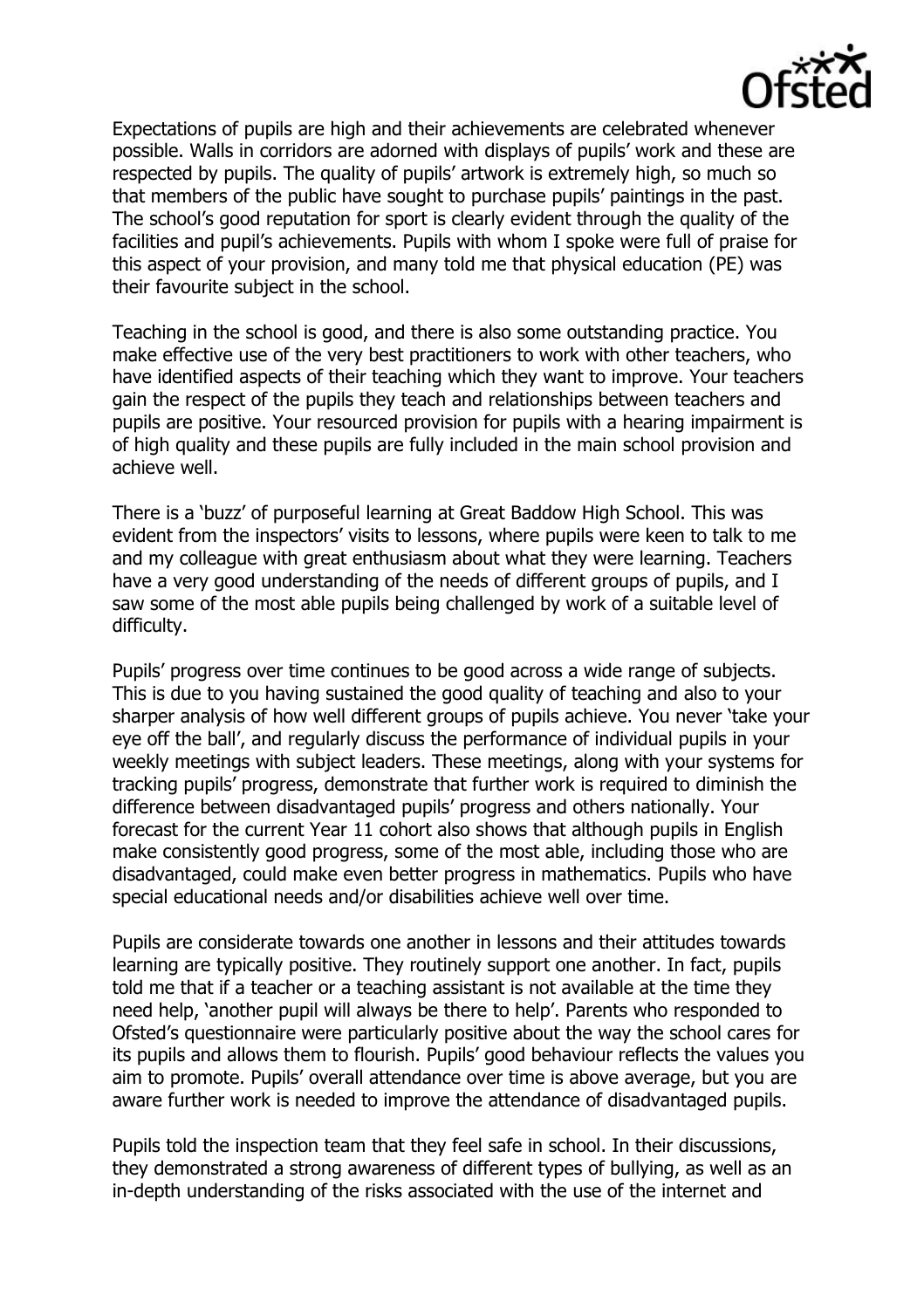Expectations of pupils are high and their achievements are celebrated whenever possible. Walls in corridors are adorned with displays of pupils' work and these are respected by pupils. The quality of pupils' artwork is extremely high, so much so that members of the public have sought to purchase pupils' paintings in the past. The school's good reputation for sport is clearly evident through the quality of the facilities and pupil's achievements. Pupils with whom I spoke were full of praise for this aspect of your provision, and many told me that physical education (PE) was their favourite subject in the school.

Teaching in the school is good, and there is also some outstanding practice. You make effective use of the very best practitioners to work with other teachers, who have identified aspects of their teaching which they want to improve. Your teachers gain the respect of the pupils they teach and relationships between teachers and pupils are positive. Your resourced provision for pupils with a hearing impairment is of high quality and these pupils are fully included in the main school provision and achieve well.

There is a 'buzz' of purposeful learning at Great Baddow High School. This was evident from the inspectors' visits to lessons, where pupils were keen to talk to me and my colleague with great enthusiasm about what they were learning. Teachers have a very good understanding of the needs of different groups of pupils, and I saw some of the most able pupils being challenged by work of a suitable level of difficulty.

Pupils' progress over time continues to be good across a wide range of subjects. This is due to you having sustained the good quality of teaching and also to your sharper analysis of how well different groups of pupils achieve. You never 'take your eye off the ball', and regularly discuss the performance of individual pupils in your weekly meetings with subject leaders. These meetings, along with your systems for tracking pupils' progress, demonstrate that further work is required to diminish the difference between disadvantaged pupils' progress and others nationally. Your forecast for the current Year 11 cohort also shows that although pupils in English make consistently good progress, some of the most able, including those who are disadvantaged, could make even better progress in mathematics. Pupils who have special educational needs and/or disabilities achieve well over time.

Pupils are considerate towards one another in lessons and their attitudes towards learning are typically positive. They routinely support one another. In fact, pupils told me that if a teacher or a teaching assistant is not available at the time they need help, 'another pupil will always be there to help'. Parents who responded to Ofsted's questionnaire were particularly positive about the way the school cares for its pupils and allows them to flourish. Pupils' good behaviour reflects the values you aim to promote. Pupils' overall attendance over time is above average, but you are aware further work is needed to improve the attendance of disadvantaged pupils.

Pupils told the inspection team that they feel safe in school. In their discussions, they demonstrated a strong awareness of different types of bullying, as well as an in-depth understanding of the risks associated with the use of the internet and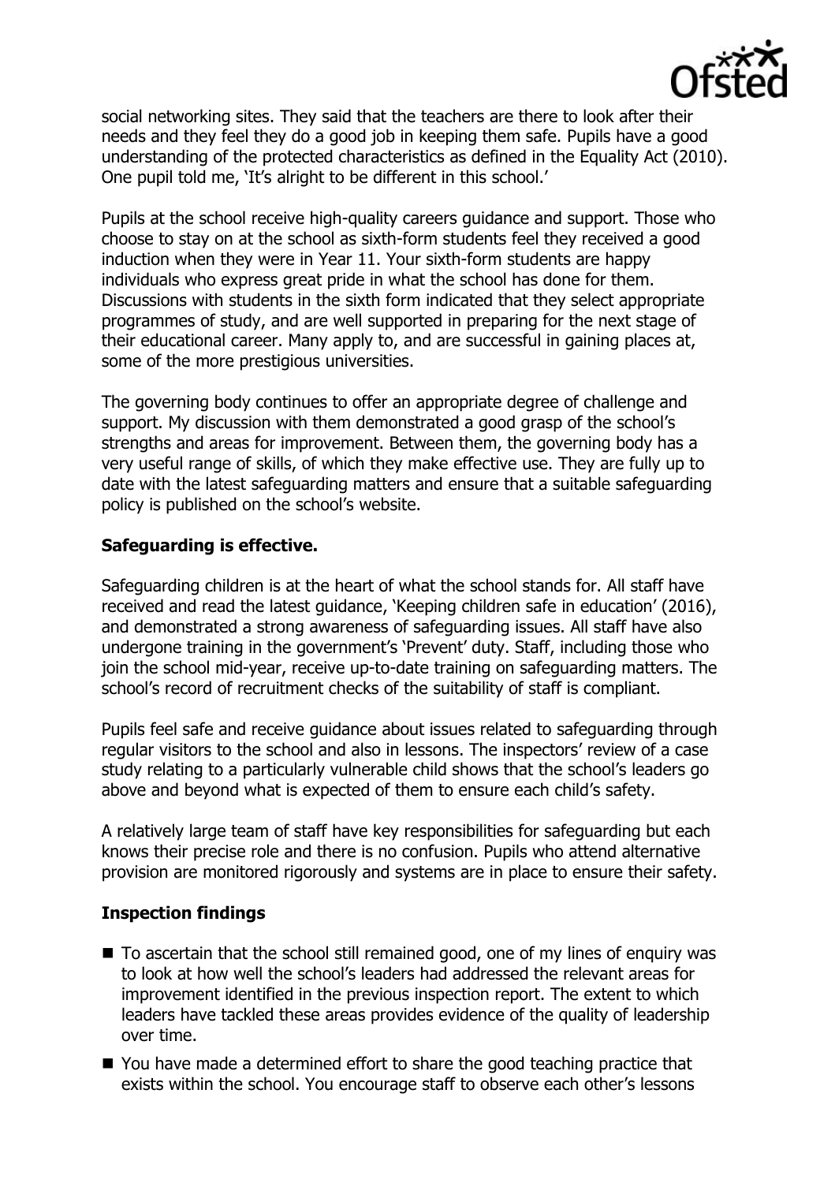social networking sites. They said that the teachers are there to look after their needs and they feel they do a good job in keeping them safe. Pupils have a good understanding of the protected characteristics as defined in the Equality Act (2010). One pupil told me, 'It's alright to be different in this school.'

Pupils at the school receive high-quality careers guidance and support. Those who choose to stay on at the school as sixth-form students feel they received a good induction when they were in Year 11. Your sixth-form students are happy individuals who express great pride in what the school has done for them. Discussions with students in the sixth form indicated that they select appropriate programmes of study, and are well supported in preparing for the next stage of their educational career. Many apply to, and are successful in gaining places at, some of the more prestigious universities.

The governing body continues to offer an appropriate degree of challenge and support. My discussion with them demonstrated a good grasp of the school's strengths and areas for improvement. Between them, the governing body has a very useful range of skills, of which they make effective use. They are fully up to date with the latest safeguarding matters and ensure that a suitable safeguarding policy is published on the school's website.

**Safeguarding is effective.**

Safeguarding children is at the heart of what the school stands for. All staff have received and read the latest guidance, 'Keeping children safe in education' (2016), and demonstrated a strong awareness of safeguarding issues. All staff have also undergone training in the government's 'Prevent' duty. Staff, including those who join the school mid-year, receive up-to-date training on safeguarding matters. The school's record of recruitment checks of the suitability of staff is compliant.

Pupils feel safe and receive guidance about issues related to safeguarding through regular visitors to the school and also in lessons. The inspectors' review of a case study relating to a particularly vulnerable child shows that the school's leaders go above and beyond what is expected of them to ensure each child's safety.

A relatively large team of staff have key responsibilities for safeguarding but each knows their precise role and there is no confusion. Pupils who attend alternative provision are monitored rigorously and systems are in place to ensure their safety.

**Inspection findings**

- To ascertain that the school still remained good, one of my lines of enquiry was to look at how well the school's leaders had addressed the relevant areas for improvement identified in the previous inspection report. The extent to which leaders have tackled these areas provides evidence of the quality of leadership over time.
- You have made a determined effort to share the good teaching practice that exists within the school. You encourage staff to observe each other's lessons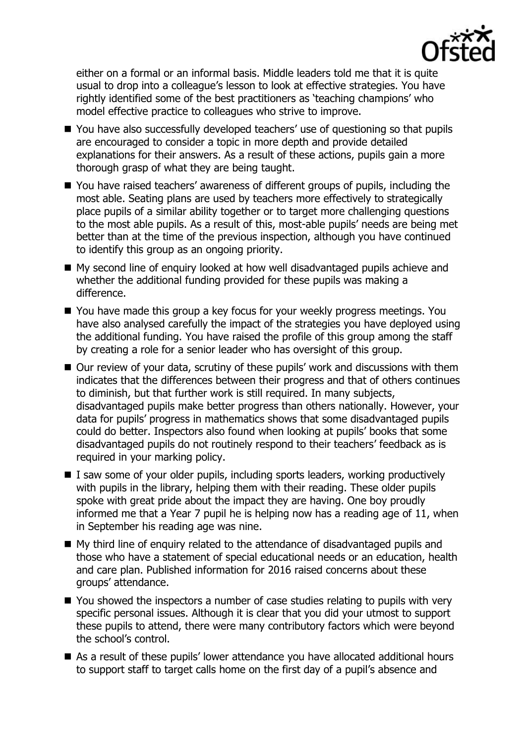either on a formal or an informal basis. Middle leaders told me that it is quite usual to drop into a colleague's lesson to look at effective strategies. You have rightly identified some of the best practitioners as 'teaching champions' who model effective practice to colleagues who strive to improve.

- You have also successfully developed teachers' use of questioning so that pupils are encouraged to consider a topic in more depth and provide detailed explanations for their answers. As a result of these actions, pupils gain a more thorough grasp of what they are being taught.
- You have raised teachers' awareness of different groups of pupils, including the most able. Seating plans are used by teachers more effectively to strategically place pupils of a similar ability together or to target more challenging questions to the most able pupils. As a result of this, most-able pupils' needs are being met better than at the time of the previous inspection, although you have continued to identify this group as an ongoing priority.
- My second line of enquiry looked at how well disadvantaged pupils achieve and whether the additional funding provided for these pupils was making a difference.
- You have made this group a key focus for your weekly progress meetings. You have also analysed carefully the impact of the strategies you have deployed using the additional funding. You have raised the profile of this group among the staff by creating a role for a senior leader who has oversight of this group.
- Our review of your data, scrutiny of these pupils' work and discussions with them indicates that the differences between their progress and that of others continues to diminish, but that further work is still required. In many subjects, disadvantaged pupils make better progress than others nationally. However, your data for pupils' progress in mathematics shows that some disadvantaged pupils could do better. Inspectors also found when looking at pupils' books that some disadvantaged pupils do not routinely respond to their teachers' feedback as is required in your marking policy.
- I saw some of your older pupils, including sports leaders, working productively with pupils in the library, helping them with their reading. These older pupils spoke with great pride about the impact they are having. One boy proudly informed me that a Year 7 pupil he is helping now has a reading age of 11, when in September his reading age was nine.
- My third line of enquiry related to the attendance of disadvantaged pupils and those who have a statement of special educational needs or an education, health and care plan. Published information for 2016 raised concerns about these groups' attendance.
- You showed the inspectors a number of case studies relating to pupils with very specific personal issues. Although it is clear that you did your utmost to support these pupils to attend, there were many contributory factors which were beyond the school's control.
- As a result of these pupils' lower attendance you have allocated additional hours to support staff to target calls home on the first day of a pupil's absence and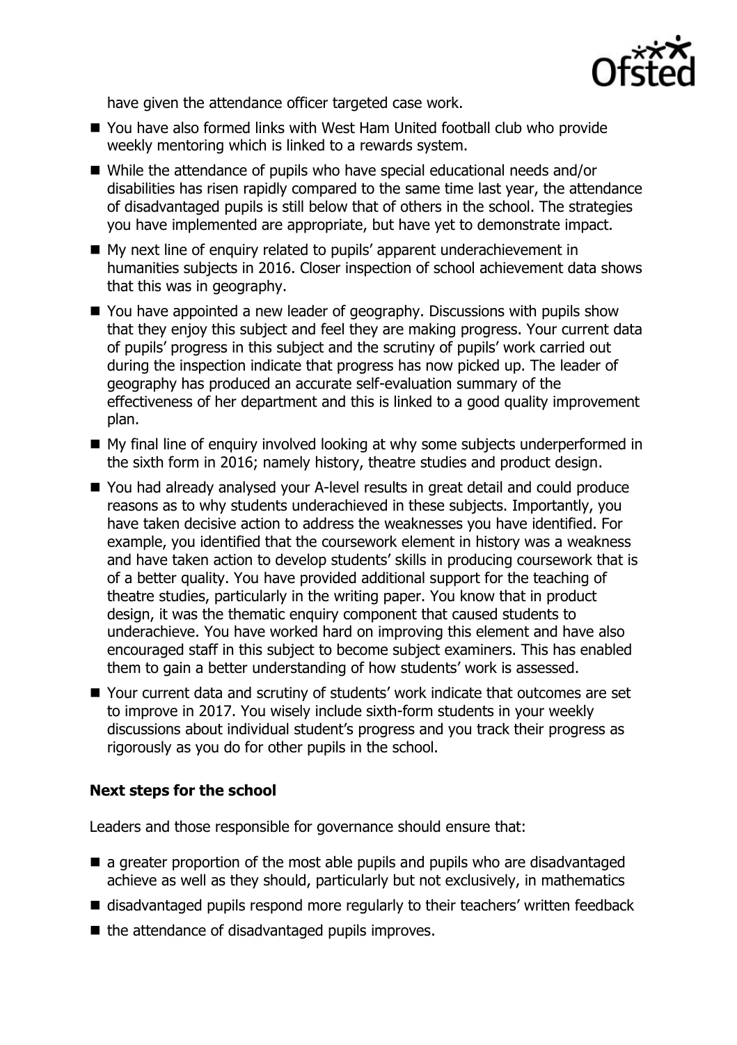have given the attendance officer targeted case work.

- You have also formed links with West Ham United football club who provide weekly mentoring which is linked to a rewards system.
- While the attendance of pupils who have special educational needs and/or disabilities has risen rapidly compared to the same time last year, the attendance of disadvantaged pupils is still below that of others in the school. The strategies you have implemented are appropriate, but have yet to demonstrate impact.
- My next line of enquiry related to pupils' apparent underachievement in humanities subjects in 2016. Closer inspection of school achievement data shows that this was in geography.
- You have appointed a new leader of geography. Discussions with pupils show that they enjoy this subject and feel they are making progress. Your current data of pupils' progress in this subject and the scrutiny of pupils' work carried out during the inspection indicate that progress has now picked up. The leader of geography has produced an accurate self-evaluation summary of the effectiveness of her department and this is linked to a good quality improvement plan.
- My final line of enquiry involved looking at why some subjects underperformed in the sixth form in 2016; namely history, theatre studies and product design.
- You had already analysed your A-level results in great detail and could produce reasons as to why students underachieved in these subjects. Importantly, you have taken decisive action to address the weaknesses you have identified. For example, you identified that the coursework element in history was a weakness and have taken action to develop students' skills in producing coursework that is of a better quality. You have provided additional support for the teaching of theatre studies, particularly in the writing paper. You know that in product design, it was the thematic enquiry component that caused students to underachieve. You have worked hard on improving this element and have also encouraged staff in this subject to become subject examiners. This has enabled them to gain a better understanding of how students' work is assessed.
- Your current data and scrutiny of students' work indicate that outcomes are set to improve in 2017. You wisely include sixth-form students in your weekly discussions about individual student's progress and you track their progress as rigorously as you do for other pupils in the school.

## Next steps for the school

Leaders and those responsible for governance should ensure that:

- a greater proportion of the most able pupils and pupils who are disadvantaged achieve as well as they should, particularly but not exclusively, in mathematics
- disadvantaged pupils respond more regularly to their teachers' written feedback
- the attendance of disadvantaged pupils improves.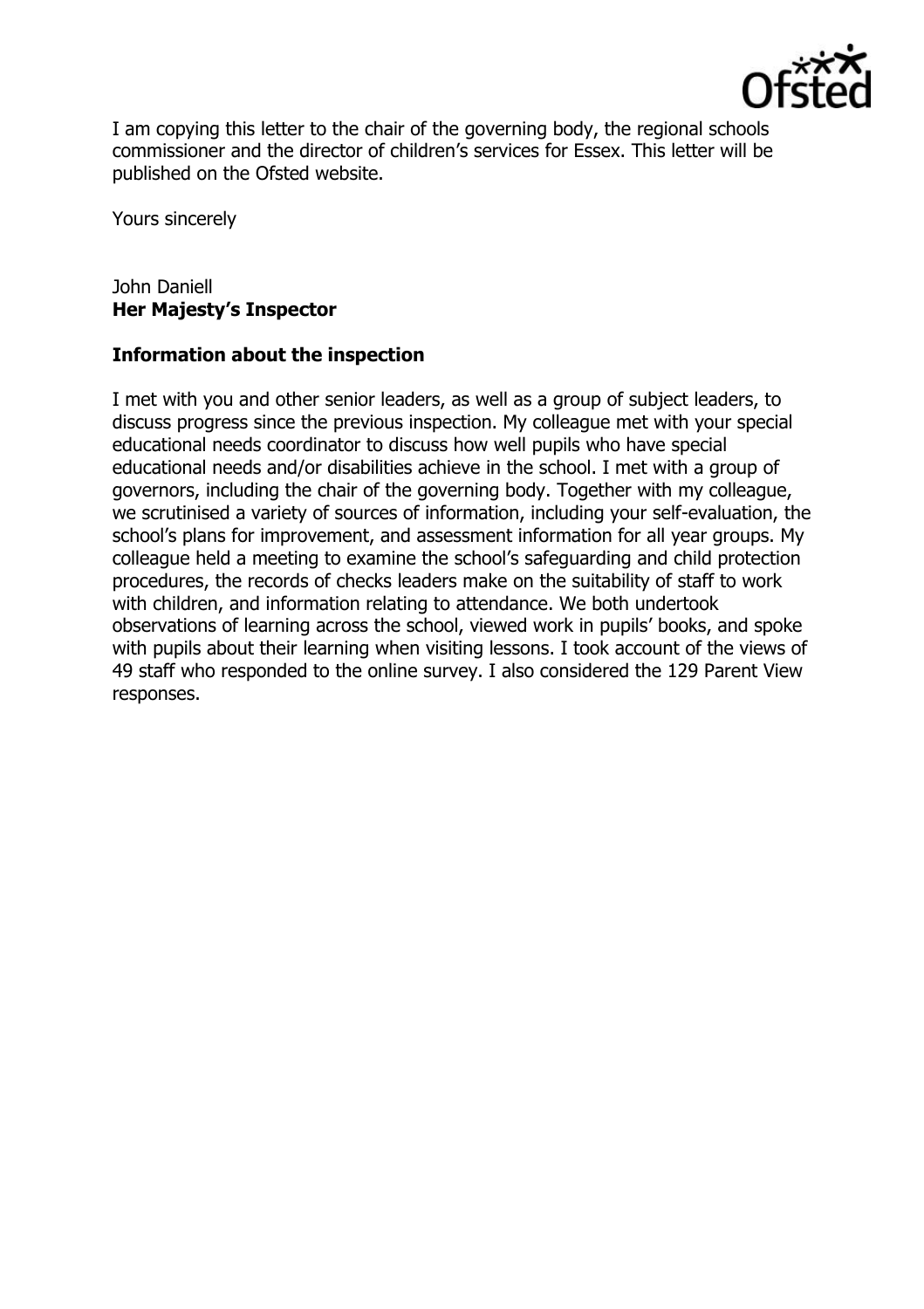I am copying this letter to the chair of the governing body, the regional schools commissioner and the director of children's services for Essex. This letter will be published on the Ofsted website.

Yours sincerely

John Daniell
**Her Majesty's Inspector**

## Information about the inspection

I met with you and other senior leaders, as well as a group of subject leaders, to discuss progress since the previous inspection. My colleague met with your special educational needs coordinator to discuss how well pupils who have special educational needs and/or disabilities achieve in the school. I met with a group of governors, including the chair of the governing body. Together with my colleague, we scrutinised a variety of sources of information, including your self-evaluation, the school's plans for improvement, and assessment information for all year groups. My colleague held a meeting to examine the school's safeguarding and child protection procedures, the records of checks leaders make on the suitability of staff to work with children, and information relating to attendance. We both undertook observations of learning across the school, viewed work in pupils' books, and spoke with pupils about their learning when visiting lessons. I took account of the views of 49 staff who responded to the online survey. I also considered the 129 Parent View responses.